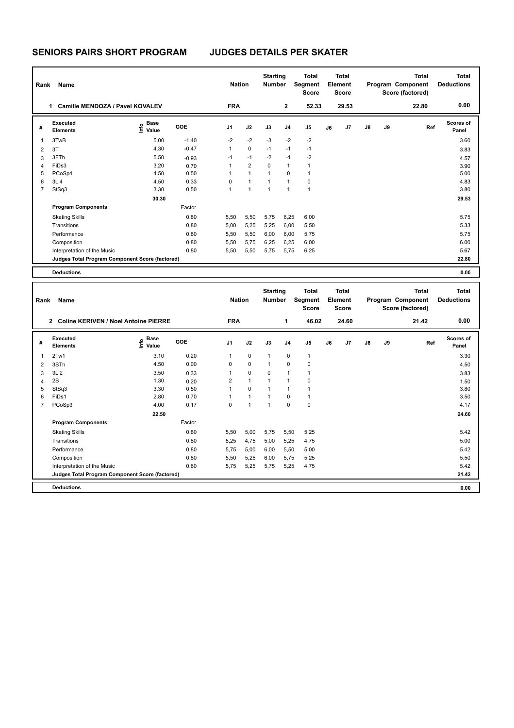# SENIORS PAIRS SHORT PROGRAM JUDGES DETAILS PER SKATER

| Rank | Name | Nation | Starting Number | Total Segment Score | Total Element Score | Total Program Component Score (factored) | Total Deductions |
|---|---|---|---|---|---|---|---|
| 1 | Camille MENDOZA / Pavel KOVALEV | FRA | 2 | 52.33 | 29.53 | 22.80 | 0.00 |

| # | Executed Elements | Info | Base Value | GOE | J1 | J2 | J3 | J4 | J5 | J6 | J7 | J8 | J9 | Ref | Scores of Panel |
|---|---|---|---|---|---|---|---|---|---|---|---|---|---|---|---|
| 1 | 3TwB | | 5.00 | -1.40 | -2 | -2 | -3 | -2 | -2 | | | | | | 3.60 |
| 2 | 3T | | 4.30 | -0.47 | 1 | 0 | -1 | -1 | -1 | | | | | | 3.83 |
| 3 | 3FTh | | 5.50 | -0.93 | -1 | -1 | -2 | -1 | -2 | | | | | | 4.57 |
| 4 | FiDs3 | | 3.20 | 0.70 | 1 | 2 | 0 | 1 | 1 | | | | | | 3.90 |
| 5 | PCoSp4 | | 4.50 | 0.50 | 1 | 1 | 1 | 0 | 1 | | | | | | 5.00 |
| 6 | 3Li4 | | 4.50 | 0.33 | 0 | 1 | 1 | 1 | 0 | | | | | | 4.83 |
| 7 | StSq3 | | 3.30 | 0.50 | 1 | 1 | 1 | 1 | 1 | | | | | | 3.80 |
| | | | 30.30 | | | | | | | | | | | | 29.53 |

| Program Components | Factor | J1 | J2 | J3 | J4 | J5 | J6 | J7 | J8 | J9 | Scores of Panel |
|---|---|---|---|---|---|---|---|---|---|---|---|
| Skating Skills | 0.80 | 5,50 | 5,50 | 5,75 | 6,25 | 6,00 | | | | | 5.75 |
| Transitions | 0.80 | 5,00 | 5,25 | 5,25 | 6,00 | 5,50 | | | | | 5.33 |
| Performance | 0.80 | 5,50 | 5,50 | 6,00 | 6,00 | 5,75 | | | | | 5.75 |
| Composition | 0.80 | 5,50 | 5,75 | 6,25 | 6,25 | 6,00 | | | | | 6.00 |
| Interpretation of the Music | 0.80 | 5,50 | 5,50 | 5,75 | 5,75 | 6,25 | | | | | 5.67 |
| Judges Total Program Component Score (factored) | | | | | | | | | | | 22.80 |

**Deductions** 0.00

| Rank | Name | Nation | Starting Number | Total Segment Score | Total Element Score | Total Program Component Score (factored) | Total Deductions |
|---|---|---|---|---|---|---|---|
| 2 | Coline KERIVEN / Noel Antoine PIERRE | FRA | 1 | 46.02 | 24.60 | 21.42 | 0.00 |

| # | Executed Elements | Info | Base Value | GOE | J1 | J2 | J3 | J4 | J5 | J6 | J7 | J8 | J9 | Ref | Scores of Panel |
|---|---|---|---|---|---|---|---|---|---|---|---|---|---|---|---|
| 1 | 2Tw1 | | 3.10 | 0.20 | 1 | 0 | 1 | 0 | 1 | | | | | | 3.30 |
| 2 | 3STh | | 4.50 | 0.00 | 0 | 0 | 1 | 0 | 0 | | | | | | 4.50 |
| 3 | 3Li2 | | 3.50 | 0.33 | 1 | 0 | 0 | 1 | 1 | | | | | | 3.83 |
| 4 | 2S | | 1.30 | 0.20 | 2 | 1 | 1 | 1 | 0 | | | | | | 1.50 |
| 5 | StSq3 | | 3.30 | 0.50 | 1 | 0 | 1 | 1 | 1 | | | | | | 3.80 |
| 6 | FiDs1 | | 2.80 | 0.70 | 1 | 1 | 1 | 0 | 1 | | | | | | 3.50 |
| 7 | PCoSp3 | | 4.00 | 0.17 | 0 | 1 | 1 | 0 | 0 | | | | | | 4.17 |
| | | | 22.50 | | | | | | | | | | | | 24.60 |

| Program Components | Factor | J1 | J2 | J3 | J4 | J5 | J6 | J7 | J8 | J9 | Scores of Panel |
|---|---|---|---|---|---|---|---|---|---|---|---|
| Skating Skills | 0.80 | 5,50 | 5,00 | 5,75 | 5,50 | 5,25 | | | | | 5.42 |
| Transitions | 0.80 | 5,25 | 4,75 | 5,00 | 5,25 | 4,75 | | | | | 5.00 |
| Performance | 0.80 | 5,75 | 5,00 | 6,00 | 5,50 | 5,00 | | | | | 5.42 |
| Composition | 0.80 | 5,50 | 5,25 | 6,00 | 5,75 | 5,25 | | | | | 5.50 |
| Interpretation of the Music | 0.80 | 5,75 | 5,25 | 5,75 | 5,25 | 4,75 | | | | | 5.42 |
| Judges Total Program Component Score (factored) | | | | | | | | | | | 21.42 |

**Deductions** 0.00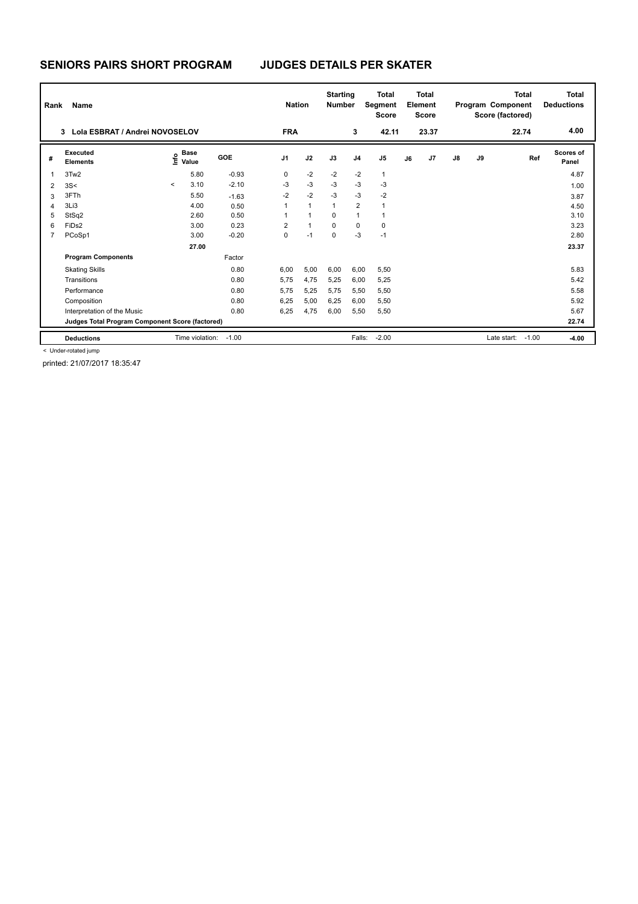# SENIORS PAIRS SHORT PROGRAM JUDGES DETAILS PER SKATER

| Rank | Name | Nation | Starting Number | Total Segment Score | Total Element Score | Total Program Component Score (factored) | Total Deductions |
|---|---|---|---|---|---|---|---|
| 3 | Lola ESBRAT / Andrei NOVOSELOV | FRA | 3 | 42.11 | 23.37 | 22.74 | 4.00 |

| # | Executed Elements | Info | Base Value | GOE | J1 | J2 | J3 | J4 | J5 | J6 | J7 | J8 | J9 | Ref | Scores of Panel |
|---|---|---|---|---|---|---|---|---|---|---|---|---|---|---|---|
| 1 | 3Tw2 | | 5.80 | -0.93 | 0 | -2 | -2 | -2 | 1 | | | | | | 4.87 |
| 2 | 3S< | < | 3.10 | -2.10 | -3 | -3 | -3 | -3 | -3 | | | | | | 1.00 |
| 3 | 3FTh | | 5.50 | -1.63 | -2 | -2 | -3 | -3 | -2 | | | | | | 3.87 |
| 4 | 3Li3 | | 4.00 | 0.50 | 1 | 1 | 1 | 2 | 1 | | | | | | 4.50 |
| 5 | StSq2 | | 2.60 | 0.50 | 1 | 1 | 0 | 1 | 1 | | | | | | 3.10 |
| 6 | FiDs2 | | 3.00 | 0.23 | 2 | 1 | 0 | 0 | 0 | | | | | | 3.23 |
| 7 | PCoSp1 | | 3.00 | -0.20 | 0 | -1 | 0 | -3 | -1 | | | | | | 2.80 |
| | | | 27.00 | | | | | | | | | | | | 23.37 |
| | **Program Components** | | | Factor | | | | | | | | | | | |
| | Skating Skills | | | 0.80 | 6,00 | 5,00 | 6,00 | 6,00 | 5,50 | | | | | | 5.83 |
| | Transitions | | | 0.80 | 5,75 | 4,75 | 5,25 | 6,00 | 5,25 | | | | | | 5.42 |
| | Performance | | | 0.80 | 5,75 | 5,25 | 5,75 | 5,50 | 5,50 | | | | | | 5.58 |
| | Composition | | | 0.80 | 6,25 | 5,00 | 6,25 | 6,00 | 5,50 | | | | | | 5.92 |
| | Interpretation of the Music | | | 0.80 | 6,25 | 4,75 | 6,00 | 5,50 | 5,50 | | | | | | 5.67 |
| | **Judges Total Program Component Score (factored)** | | | | | | | | | | | | | | 22.74 |
| | **Deductions** | | Time violation: | -1.00 | | | | Falls: | -2.00 | | | | Late start: | -1.00 | -4.00 |

< Under-rotated jump

printed: 21/07/2017 18:35:47